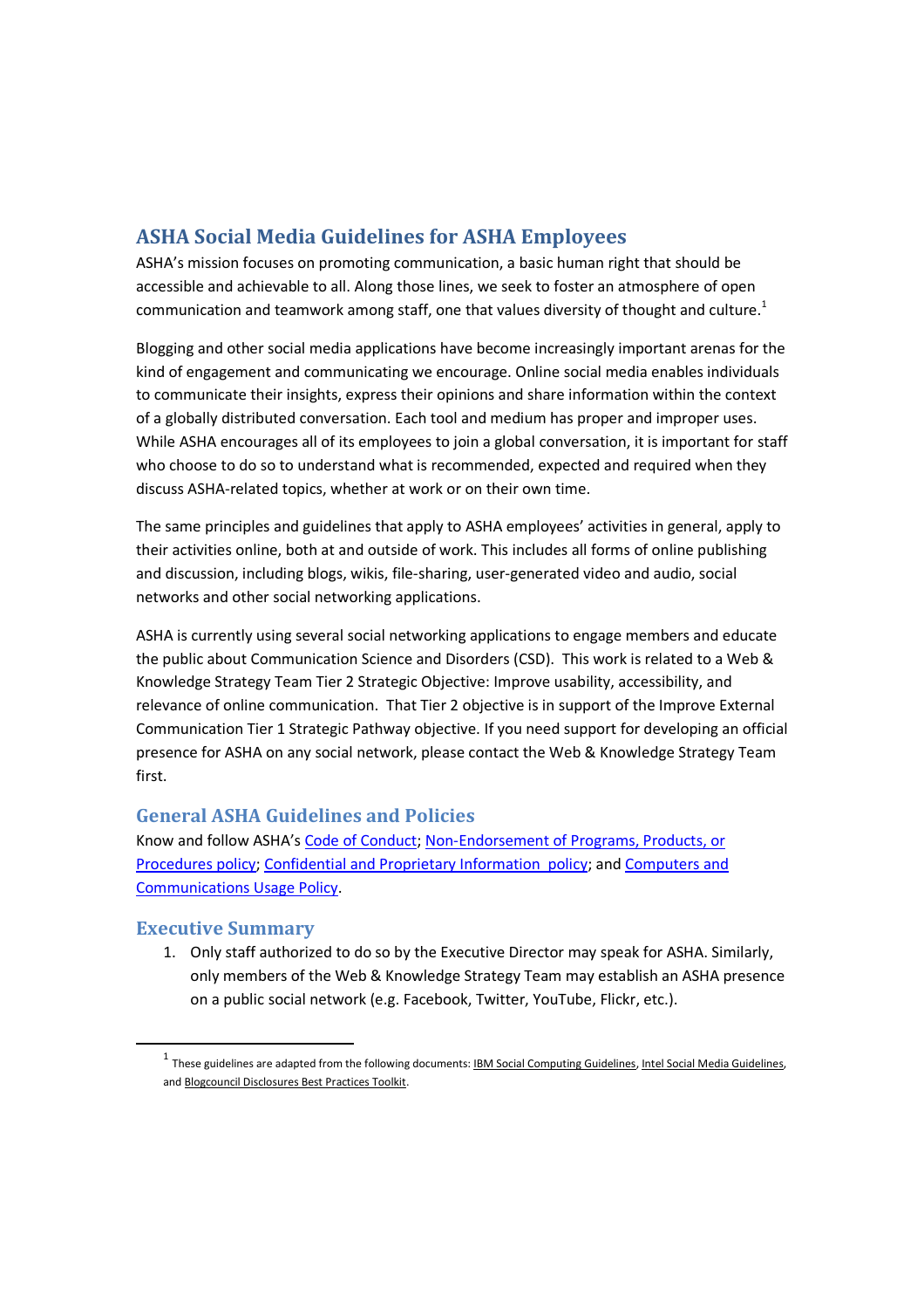# ASHA Social Media Guidelines for ASHA Employees

ASHA's mission focuses on promoting communication, a basic human right that should be accessible and achievable to all. Along those lines, we seek to foster an atmosphere of open communication and teamwork among staff, one that values diversity of thought and culture.[1]

Blogging and other social media applications have become increasingly important arenas for the kind of engagement and communicating we encourage. Online social media enables individuals to communicate their insights, express their opinions and share information within the context of a globally distributed conversation. Each tool and medium has proper and improper uses. While ASHA encourages all of its employees to join a global conversation, it is important for staff who choose to do so to understand what is recommended, expected and required when they discuss ASHA-related topics, whether at work or on their own time.

The same principles and guidelines that apply to ASHA employees' activities in general, apply to their activities online, both at and outside of work. This includes all forms of online publishing and discussion, including blogs, wikis, file-sharing, user-generated video and audio, social networks and other social networking applications.

ASHA is currently using several social networking applications to engage members and educate the public about Communication Science and Disorders (CSD). This work is related to a Web & Knowledge Strategy Team Tier 2 Strategic Objective: Improve usability, accessibility, and relevance of online communication. That Tier 2 objective is in support of the Improve External Communication Tier 1 Strategic Pathway objective. If you need support for developing an official presence for ASHA on any social network, please contact the Web & Knowledge Strategy Team first.

## General ASHA Guidelines and Policies

Know and follow ASHA's Code of Conduct; Non-Endorsement of Programs, Products, or Procedures policy; Confidential and Proprietary Information policy; and Computers and Communications Usage Policy.

## Executive Summary

1. Only staff authorized to do so by the Executive Director may speak for ASHA. Similarly, only members of the Web & Knowledge Strategy Team may establish an ASHA presence on a public social network (e.g. Facebook, Twitter, YouTube, Flickr, etc.).

---

[1] These guidelines are adapted from the following documents: IBM Social Computing Guidelines, Intel Social Media Guidelines, and Blogcouncil Disclosures Best Practices Toolkit.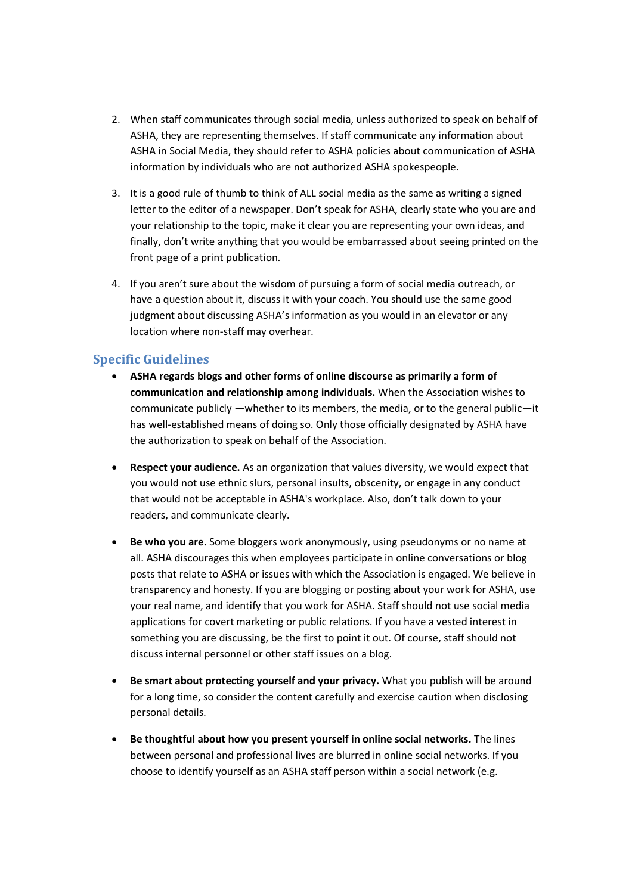2. When staff communicates through social media, unless authorized to speak on behalf of ASHA, they are representing themselves. If staff communicate any information about ASHA in Social Media, they should refer to ASHA policies about communication of ASHA information by individuals who are not authorized ASHA spokespeople.

3. It is a good rule of thumb to think of ALL social media as the same as writing a signed letter to the editor of a newspaper. Don't speak for ASHA, clearly state who you are and your relationship to the topic, make it clear you are representing your own ideas, and finally, don't write anything that you would be embarrassed about seeing printed on the front page of a print publication.

4. If you aren't sure about the wisdom of pursuing a form of social media outreach, or have a question about it, discuss it with your coach. You should use the same good judgment about discussing ASHA's information as you would in an elevator or any location where non-staff may overhear.

## Specific Guidelines

- **ASHA regards blogs and other forms of online discourse as primarily a form of communication and relationship among individuals.** When the Association wishes to communicate publicly —whether to its members, the media, or to the general public—it has well-established means of doing so. Only those officially designated by ASHA have the authorization to speak on behalf of the Association.

- **Respect your audience.** As an organization that values diversity, we would expect that you would not use ethnic slurs, personal insults, obscenity, or engage in any conduct that would not be acceptable in ASHA's workplace. Also, don't talk down to your readers, and communicate clearly.

- **Be who you are.** Some bloggers work anonymously, using pseudonyms or no name at all. ASHA discourages this when employees participate in online conversations or blog posts that relate to ASHA or issues with which the Association is engaged. We believe in transparency and honesty. If you are blogging or posting about your work for ASHA, use your real name, and identify that you work for ASHA. Staff should not use social media applications for covert marketing or public relations. If you have a vested interest in something you are discussing, be the first to point it out. Of course, staff should not discuss internal personnel or other staff issues on a blog.

- **Be smart about protecting yourself and your privacy.** What you publish will be around for a long time, so consider the content carefully and exercise caution when disclosing personal details.

- **Be thoughtful about how you present yourself in online social networks.** The lines between personal and professional lives are blurred in online social networks. If you choose to identify yourself as an ASHA staff person within a social network (e.g.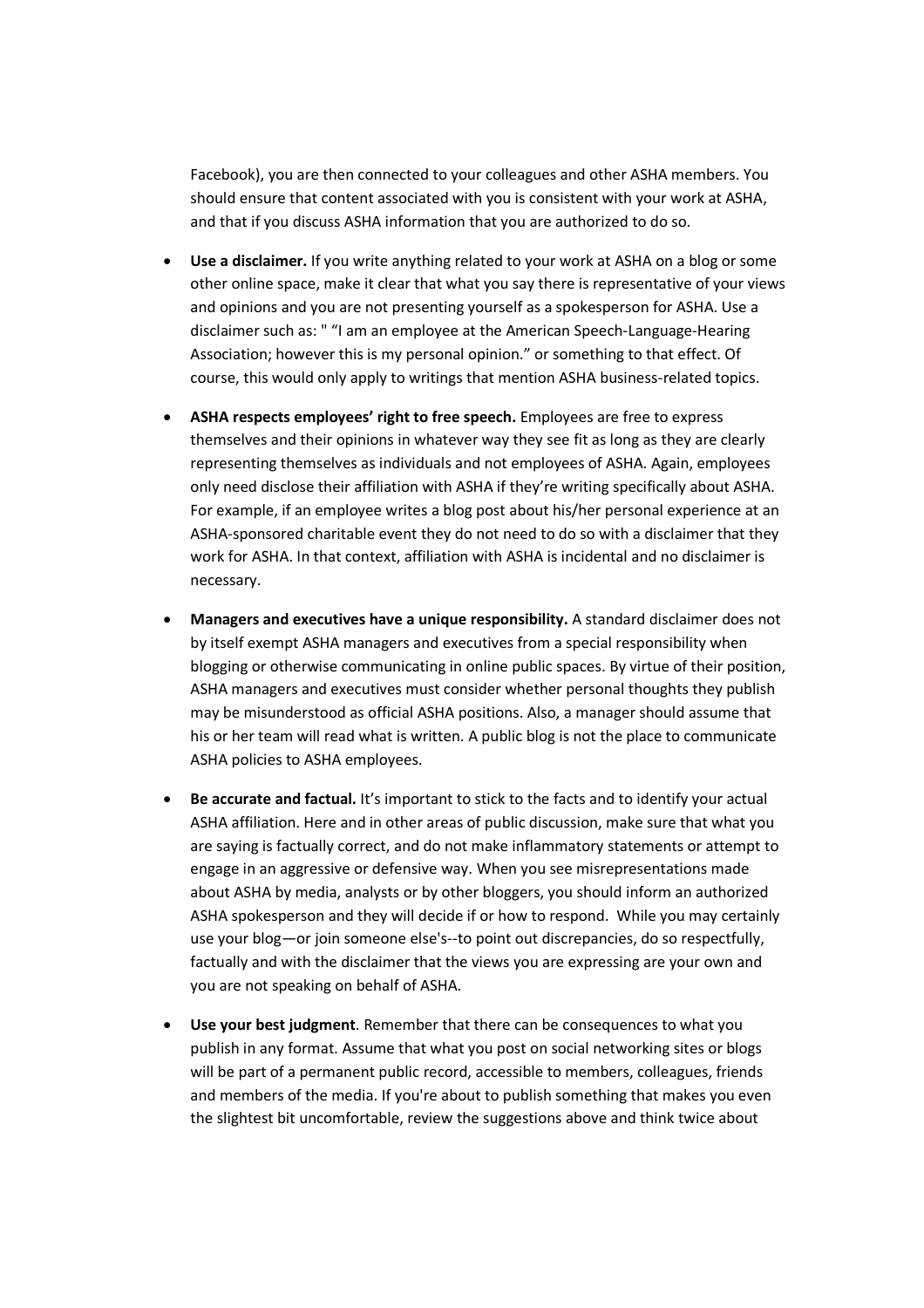Facebook), you are then connected to your colleagues and other ASHA members. You should ensure that content associated with you is consistent with your work at ASHA, and that if you discuss ASHA information that you are authorized to do so.

- **Use a disclaimer.** If you write anything related to your work at ASHA on a blog or some other online space, make it clear that what you say there is representative of your views and opinions and you are not presenting yourself as a spokesperson for ASHA. Use a disclaimer such as: " "I am an employee at the American Speech-Language-Hearing Association; however this is my personal opinion." or something to that effect. Of course, this would only apply to writings that mention ASHA business-related topics.
- **ASHA respects employees' right to free speech.** Employees are free to express themselves and their opinions in whatever way they see fit as long as they are clearly representing themselves as individuals and not employees of ASHA. Again, employees only need disclose their affiliation with ASHA if they're writing specifically about ASHA. For example, if an employee writes a blog post about his/her personal experience at an ASHA-sponsored charitable event they do not need to do so with a disclaimer that they work for ASHA. In that context, affiliation with ASHA is incidental and no disclaimer is necessary.
- **Managers and executives have a unique responsibility.** A standard disclaimer does not by itself exempt ASHA managers and executives from a special responsibility when blogging or otherwise communicating in online public spaces. By virtue of their position, ASHA managers and executives must consider whether personal thoughts they publish may be misunderstood as official ASHA positions. Also, a manager should assume that his or her team will read what is written. A public blog is not the place to communicate ASHA policies to ASHA employees.
- **Be accurate and factual.** It's important to stick to the facts and to identify your actual ASHA affiliation. Here and in other areas of public discussion, make sure that what you are saying is factually correct, and do not make inflammatory statements or attempt to engage in an aggressive or defensive way. When you see misrepresentations made about ASHA by media, analysts or by other bloggers, you should inform an authorized ASHA spokesperson and they will decide if or how to respond. While you may certainly use your blog—or join someone else's--to point out discrepancies, do so respectfully, factually and with the disclaimer that the views you are expressing are your own and you are not speaking on behalf of ASHA.
- **Use your best judgment**. Remember that there can be consequences to what you publish in any format. Assume that what you post on social networking sites or blogs will be part of a permanent public record, accessible to members, colleagues, friends and members of the media. If you're about to publish something that makes you even the slightest bit uncomfortable, review the suggestions above and think twice about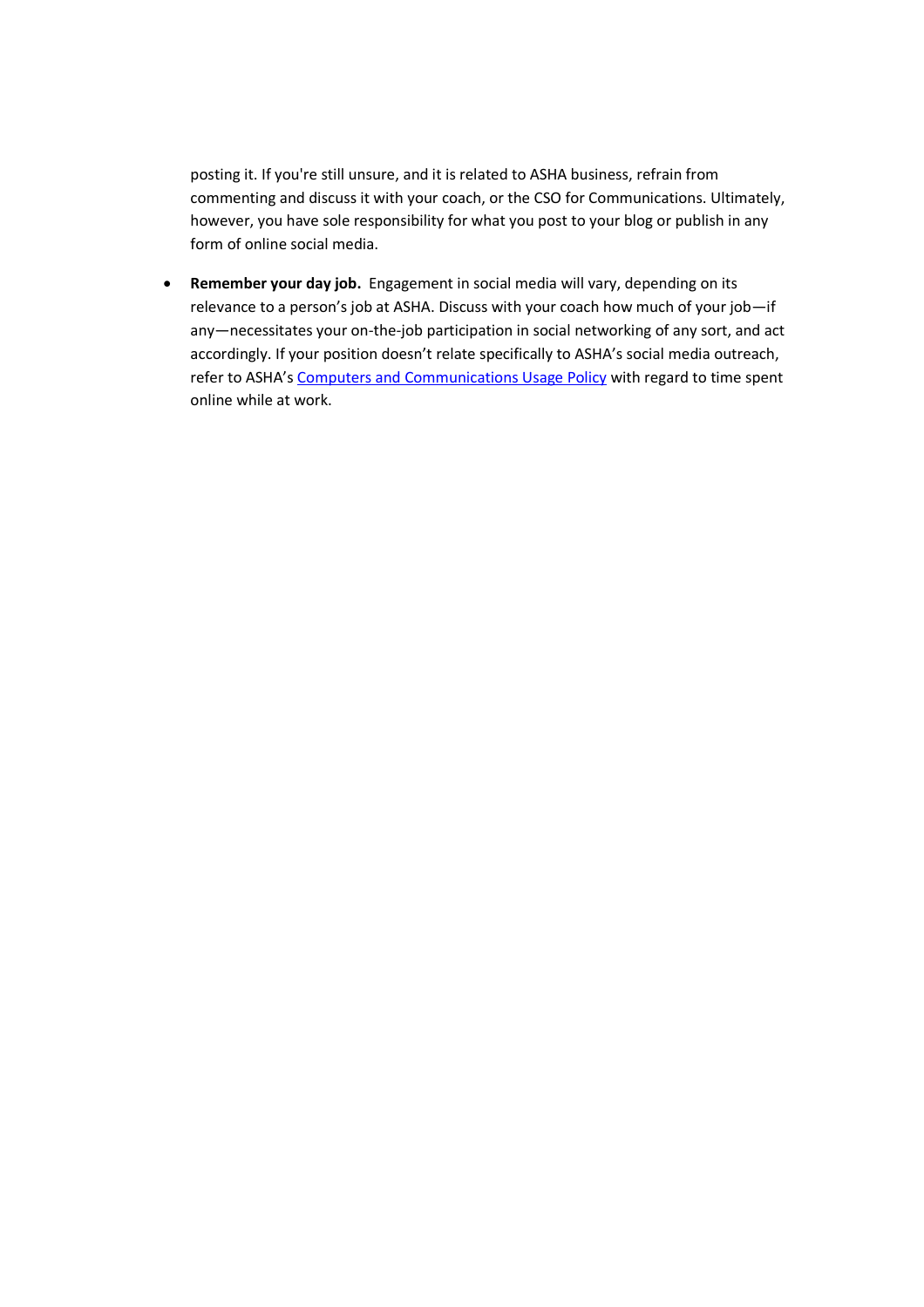posting it. If you're still unsure, and it is related to ASHA business, refrain from commenting and discuss it with your coach, or the CSO for Communications. Ultimately, however, you have sole responsibility for what you post to your blog or publish in any form of online social media.

- **Remember your day job.** Engagement in social media will vary, depending on its relevance to a person's job at ASHA. Discuss with your coach how much of your job—if any—necessitates your on-the-job participation in social networking of any sort, and act accordingly. If your position doesn't relate specifically to ASHA's social media outreach, refer to ASHA's Computers and Communications Usage Policy with regard to time spent online while at work.